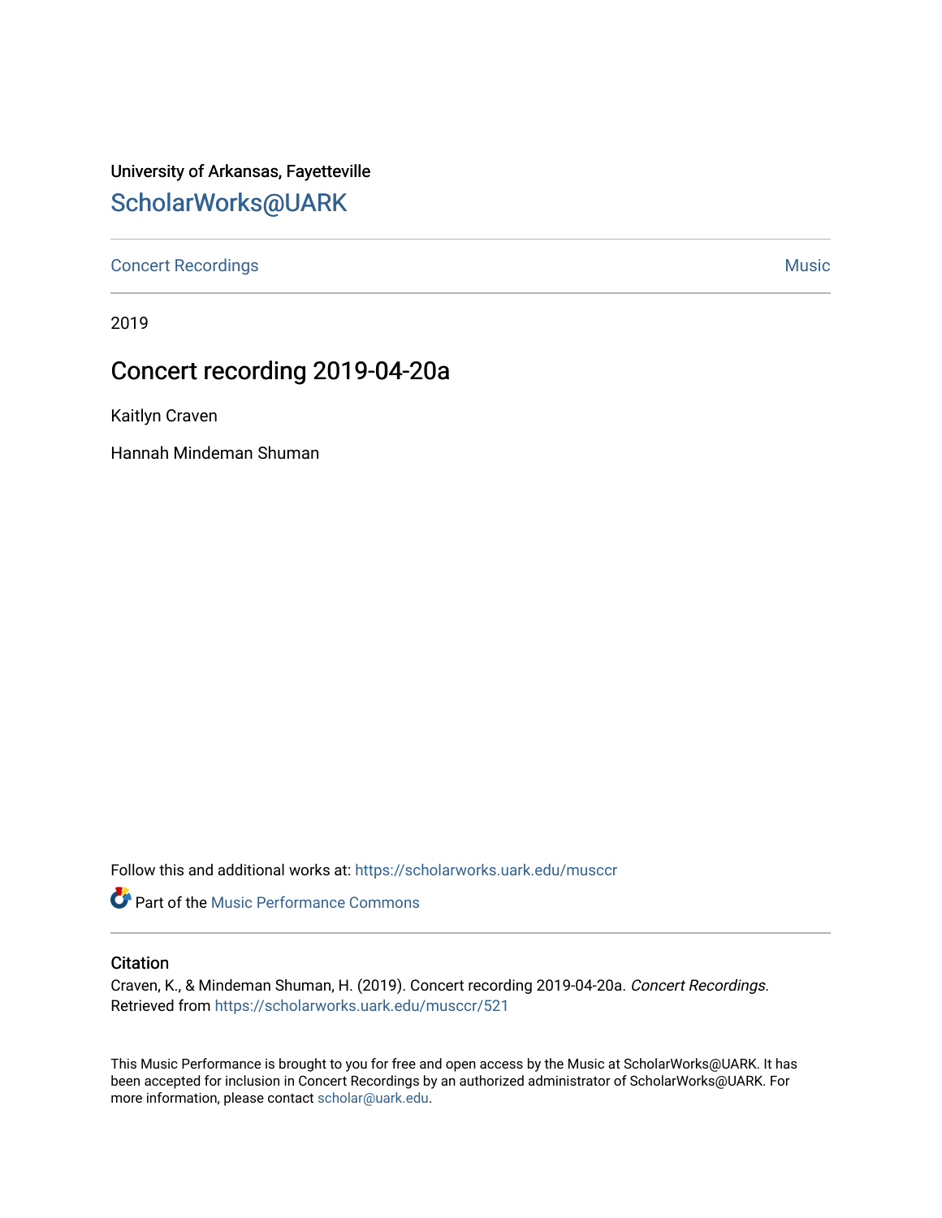University of Arkansas, Fayetteville

# ScholarWorks@UARK

Concert Recordings | Music

2019

## Concert recording 2019-04-20a

Kaitlyn Craven

Hannah Mindeman Shuman

Follow this and additional works at: https://scholarworks.uark.edu/musccr

Part of the Music Performance Commons

### Citation

Craven, K., & Mindeman Shuman, H. (2019). Concert recording 2019-04-20a. *Concert Recordings.* Retrieved from https://scholarworks.uark.edu/musccr/521

This Music Performance is brought to you for free and open access by the Music at ScholarWorks@UARK. It has been accepted for inclusion in Concert Recordings by an authorized administrator of ScholarWorks@UARK. For more information, please contact scholar@uark.edu.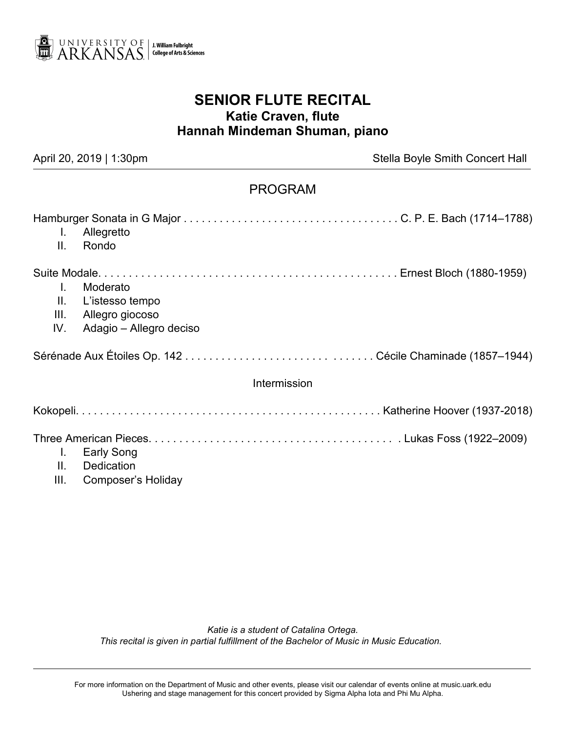UNIVERSITY OF ARKANSAS | J. William Fulbright College of Arts & Sciences

# SENIOR FLUTE RECITAL

**Katie Craven, flute**
**Hannah Mindeman Shuman, piano**

April 20, 2019 | 1:30pm — Stella Boyle Smith Concert Hall

## PROGRAM

Hamburger Sonata in G Major . . . . . . . . . . . . . . . . . . . . . . . . . . . . . . . . . . . C. P. E. Bach (1714–1788)

I. Allegretto
II. Rondo

Suite Modale. . . . . . . . . . . . . . . . . . . . . . . . . . . . . . . . . . . . . . . . . . . . . . . . Ernest Bloch (1880-1959)

I. Moderato
II. L'istesso tempo
III. Allegro giocoso
IV. Adagio – Allegro deciso

Sérénade Aux Étoiles Op. 142 . . . . . . . . . . . . . . . . . . . . . . . . . . . . . . . . Cécile Chaminade (1857–1944)

Intermission

Kokopeli. . . . . . . . . . . . . . . . . . . . . . . . . . . . . . . . . . . . . . . . . . . . . . . . . Katherine Hoover (1937-2018)

Three American Pieces. . . . . . . . . . . . . . . . . . . . . . . . . . . . . . . . . . . . . . . . Lukas Foss (1922–2009)

I. Early Song
II. Dedication
III. Composer's Holiday

*Katie is a student of Catalina Ortega.*
*This recital is given in partial fulfillment of the Bachelor of Music in Music Education.*

For more information on the Department of Music and other events, please visit our calendar of events online at music.uark.edu
Ushering and stage management for this concert provided by Sigma Alpha Iota and Phi Mu Alpha.